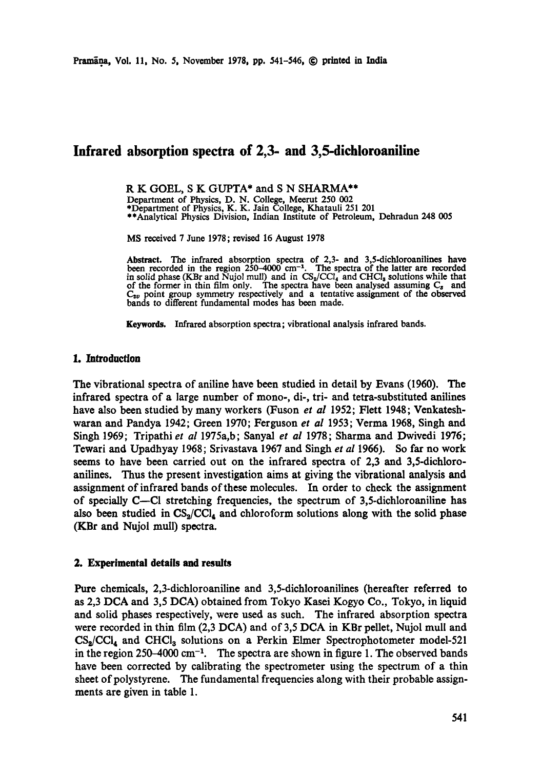# Infrared absorption spectra of 2,3- and 3,5-dichloroaniline

R K GOEL, S K GUPTA* and S N SHARMA**

Department of Physics, D. N. College, Meerut 250 002
*Department of Physics, K. K. Jain College, Khatauli 251 201
**Analytical Physics Division, Indian Institute of Petroleum, Dehradun 248 005

MS received 7 June 1978; revised 16 August 1978

**Abstract.** The infrared absorption spectra of 2,3- and 3,5-dichloroanilines have been recorded in the region 250–4000 cm$^{-1}$. The spectra of the latter are recorded in solid phase (KBr and Nujol mull) and in $CS_2/CCl_4$ and $CHCl_3$ solutions while that of the former in thin film only. The spectra have been analysed assuming $C_s$ and $C_{2v}$ point group symmetry respectively and a tentative assignment of the observed bands to different fundamental modes has been made.

**Keywords.** Infrared absorption spectra; vibrational analysis infrared bands.

## 1. Introduction

The vibrational spectra of aniline have been studied in detail by Evans (1960). The infrared spectra of a large number of mono-, di-, tri- and tetra-substituted anilines have also been studied by many workers (Fuson *et al* 1952; Flett 1948; Venkateshwaran and Pandya 1942; Green 1970; Ferguson *et al* 1953; Verma 1968, Singh and Singh 1969; Tripathi *et al* 1975a,b; Sanyal *et al* 1978; Sharma and Dwivedi 1976; Tewari and Upadhyay 1968; Srivastava 1967 and Singh *et al* 1966). So far no work seems to have been carried out on the infrared spectra of 2,3 and 3,5-dichloroanilines. Thus the present investigation aims at giving the vibrational analysis and assignment of infrared bands of these molecules. In order to check the assignment of specially C—Cl stretching frequencies, the spectrum of 3,5-dichloroaniline has also been studied in $CS_2/CCl_4$ and chloroform solutions along with the solid phase (KBr and Nujol mull) spectra.

## 2. Experimental details and results

Pure chemicals, 2,3-dichloroaniline and 3,5-dichloroanilines (hereafter referred to as 2,3 DCA and 3,5 DCA) obtained from Tokyo Kasei Kogyo Co., Tokyo, in liquid and solid phases respectively, were used as such. The infrared absorption spectra were recorded in thin film (2,3 DCA) and of 3,5 DCA in KBr pellet, Nujol mull and $CS_2/CCl_4$ and $CHCl_3$ solutions on a Perkin Elmer Spectrophotometer model-521 in the region 250–4000 cm$^{-1}$. The spectra are shown in figure 1. The observed bands have been corrected by calibrating the spectrometer using the spectrum of a thin sheet of polystyrene. The fundamental frequencies along with their probable assignments are given in table 1.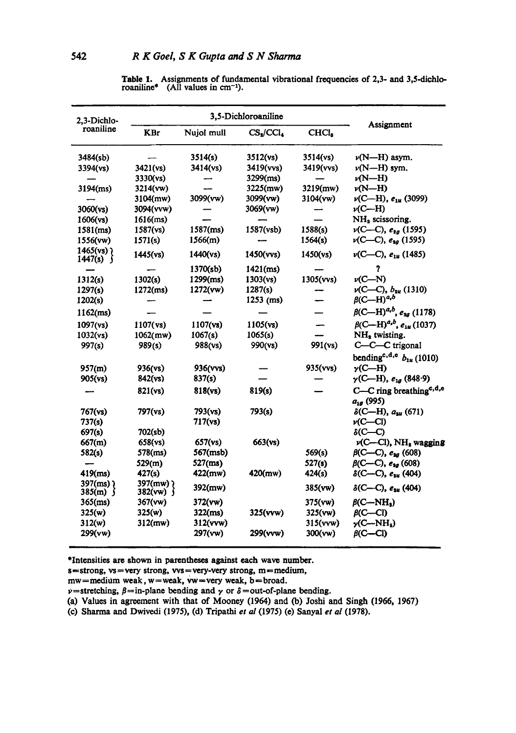**Table 1.** Assignments of fundamental vibrational frequencies of 2,3- and 3,5-dichloroaniline* (All values in $cm^{-1}$).

| 2,3-Dichloroaniline | 3,5-Dichloroaniline | | | | Assignment |
|---|---|---|---|---|---|
| | KBr | Nujol mull | $CS_2/CCl_4$ | $CHCl_3$ | |
| 3484(sb) | — | 3514(s) | 3512(vs) | 3514(vs) | $\nu$(N—H) asym. |
| 3394(vs) | 3421(vs) | 3414(vs) | 3419(vvs) | 3419(vvs) | $\nu$(N—H) sym. |
| — | 3330(vs) | — | 3299(ms) | — | $\nu$(N—H) |
| 3194(ms) | 3214(vw) | — | 3225(mw) | 3219(mw) | $\nu$(N—H) |
| — | 3104(mw) | 3099(vw) | 3099(vw) | 3104(vw) | $\nu$(C—H), $e_{1u}$ (3099) |
| 3060(vs) | 3094(vvw) | — | 3069(vw) | — | $\nu$(C—H) |
| 1606(vs) | 1616(ms) | — | — | — | $NH_2$ scissoring. |
| 1581(ms) | 1587(vs) | 1587(ms) | 1587(vsb) | 1588(s) | $\nu$(C—C), $e_{2g}$ (1595) |
| 1556(vw) | 1571(s) | 1566(m) | — | 1564(s) | $\nu$(C—C), $e_{2g}$ (1595) |
| 1465(vs), 1447(s) | 1445(vs) | 1440(vs) | 1450(vvs) | 1450(vs) | $\nu$(C—C), $e_{1u}$ (1485) |
| — | — | 1370(sb) | 1421(ms) | — | ? |
| 1312(s) | 1302(s) | 1299(ms) | 1303(vs) | 1305(vvs) | $\nu$(C—N) |
| 1297(s) | 1272(ms) | 1272(vw) | 1287(s) | — | $\nu$(C—C), $b_{2u}$ (1310) |
| 1202(s) | — | — | 1253 (ms) | — | $\beta$(C—H)[a,b] |
| 1162(ms) | — | — | — | — | $\beta$(C—H)[a,b], $e_{2g}$ (1178) |
| 1097(vs) | 1107(vs) | 1107(vs) | 1105(vs) | — | $\beta$(C—H)[a,b], $e_{1u}$ (1037) |
| 1032(vs) | 1062(mw) | 1067(s) | 1065(s) | — | $NH_2$ twisting. |
| 997(s) | 989(s) | 988(vs) | 990(vs) | 991(vs) | C—C—C trigonal bending[c,d,e] $b_{1u}$ (1010) |
| 957(m) | 936(vs) | 936(vvs) | — | 935(vvs) | $\gamma$(C—H) |
| 905(vs) | 842(vs) | 837(s) | — | — | $\gamma$(C—H), $e_{1g}$ (848·9) |
| — | 821(vs) | 818(vs) | 819(s) | — | C—C ring breathing[c,d,e] $a_{1g}$ (995) |
| 767(vs) | 797(vs) | 793(vs) | 793(s) | | $\delta$(C—H), $a_{2u}$ (671) |
| 737(s) | | 717(vs) | | | $\nu$(C—Cl) |
| 697(s) | 702(sb) | | | | $\delta$(C—C) |
| 667(m) | 658(vs) | 657(vs) | 663(vs) | | $\nu$(C—Cl), $NH_2$ wagging |
| 582(s) | 578(ms) | 567(msb) | | 569(s) | $\beta$(C—C), $e_{2g}$ (608) |
| — | 529(m) | 527(ms) | | 527(s) | $\beta$(C—C), $e_{2g}$ (608) |
| 419(ms) | 427(s) | 422(mw) | 420(mw) | 424(s) | $\delta$(C—C), $e_{2u}$ (404) |
| 397(ms), 385(m) | 397(mw), 382(vw) | 392(mw) | | 385(vw) | $\delta$(C—C), $e_{2u}$ (404) |
| 365(ms) | 367(vw) | 372(vw) | | 375(vw) | $\beta$(C—$NH_2$) |
| 325(w) | 325(w) | 322(ms) | 325(vvw) | 325(vw) | $\beta$(C—Cl) |
| 312(w) | 312(mw) | 312(vvw) | | 315(vvw) | $\gamma$(C—$NH_2$) |
| 299(vw) | | 297(vw) | 299(vvw) | 300(vw) | $\beta$(C—Cl) |

*Intensities are shown in parentheses against each wave number.
s = strong, vs = very strong, vvs = very-very strong, m = medium,
mw = medium weak, w = weak, vw = very weak, b = broad.
$\nu$ = stretching, $\beta$ = in-plane bending and $\gamma$ or $\delta$ = out-of-plane bending.
(a) Values in agreement with that of Mooney (1964) and (b) Joshi and Singh (1966, 1967)
(c) Sharma and Dwivedi (1975), (d) Tripathi *et al* (1975) (e) Sanyal *et al* (1978).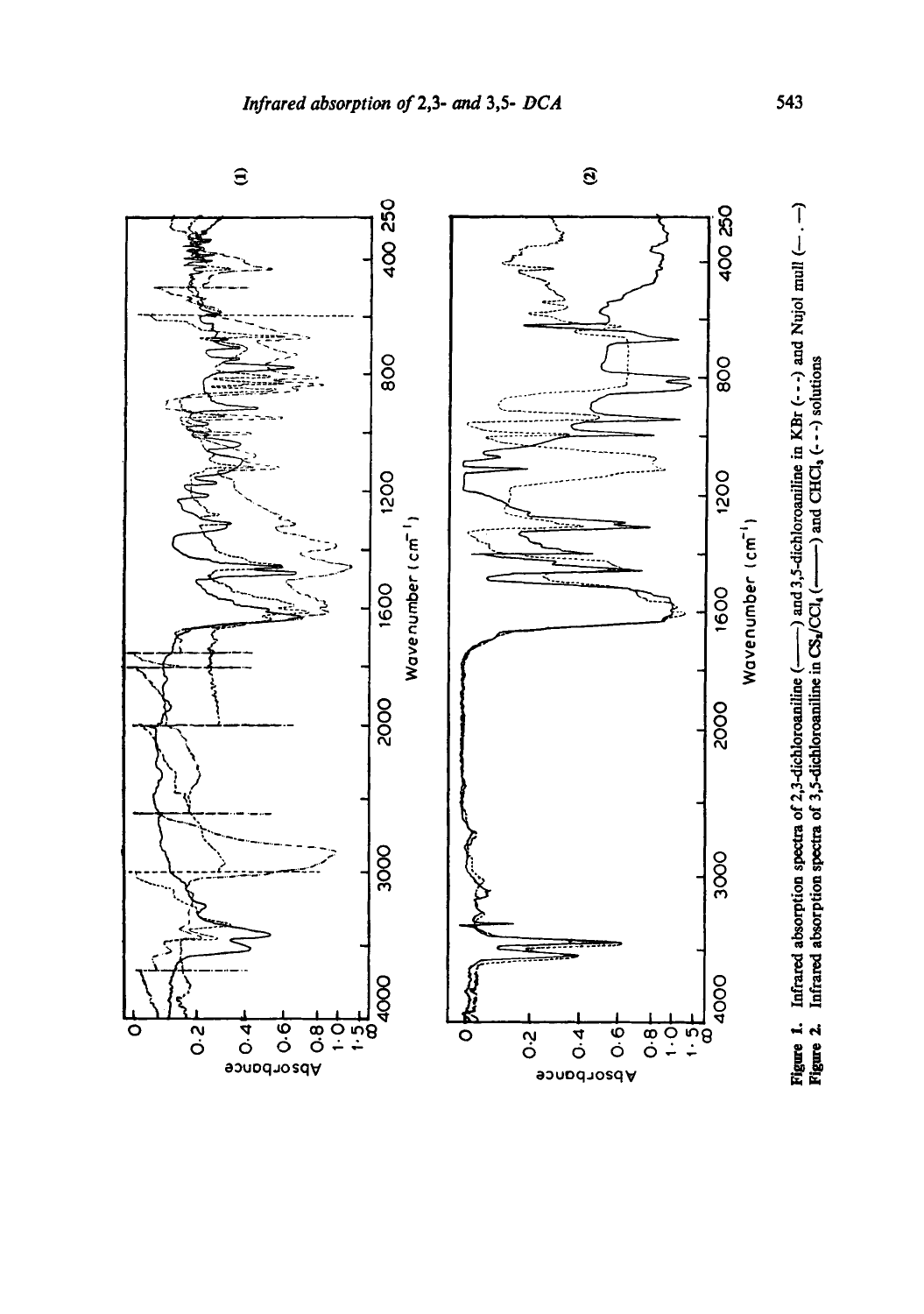**Figure 1.** Infrared absorption spectra of 2,3-dichloroaniline (——) and 3,5-dichloroaniline in KBr (- - -) and Nujol mull (— . —)
**Figure 2.** Infrared absorption spectra of 3,5-dichloroaniline in $CS_2/CCl_4$ (——) and $CHCl_3$ (- - -) solutions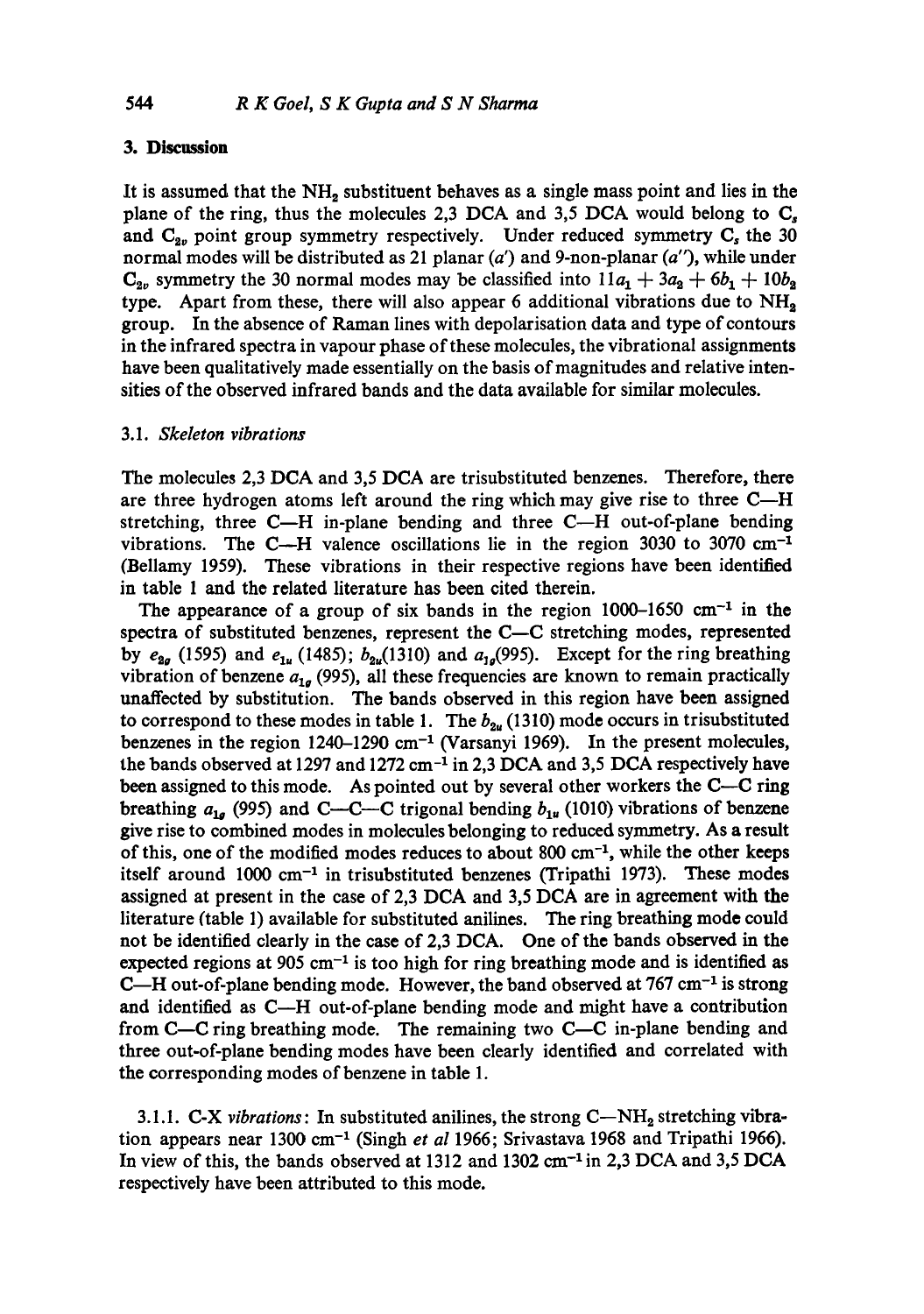## 3. Discussion

It is assumed that the $NH_2$ substituent behaves as a single mass point and lies in the plane of the ring, thus the molecules 2,3 DCA and 3,5 DCA would belong to $C_s$ and $C_{2v}$ point group symmetry respectively. Under reduced symmetry $C_s$ the 30 normal modes will be distributed as 21 planar ($a'$) and 9-non-planar ($a''$), while under $C_{2v}$ symmetry the 30 normal modes may be classified into $11a_1 + 3a_2 + 6b_1 + 10b_2$ type. Apart from these, there will also appear 6 additional vibrations due to $NH_2$ group. In the absence of Raman lines with depolarisation data and type of contours in the infrared spectra in vapour phase of these molecules, the vibrational assignments have been qualitatively made essentially on the basis of magnitudes and relative intensities of the observed infrared bands and the data available for similar molecules.

### 3.1. *Skeleton vibrations*

The molecules 2,3 DCA and 3,5 DCA are trisubstituted benzenes. Therefore, there are three hydrogen atoms left around the ring which may give rise to three C—H stretching, three C—H in-plane bending and three C—H out-of-plane bending vibrations. The C—H valence oscillations lie in the region 3030 to 3070 $cm^{-1}$ (Bellamy 1959). These vibrations in their respective regions have been identified in table 1 and the related literature has been cited therein.

The appearance of a group of six bands in the region 1000–1650 $cm^{-1}$ in the spectra of substituted benzenes, represent the C—C stretching modes, represented by $e_{2g}$ (1595) and $e_{1u}$ (1485); $b_{2u}$(1310) and $a_{1g}$(995). Except for the ring breathing vibration of benzene $a_{1g}$ (995), all these frequencies are known to remain practically unaffected by substitution. The bands observed in this region have been assigned to correspond to these modes in table 1. The $b_{2u}$ (1310) mode occurs in trisubstituted benzenes in the region 1240–1290 $cm^{-1}$ (Varsanyi 1969). In the present molecules, the bands observed at 1297 and 1272 $cm^{-1}$ in 2,3 DCA and 3,5 DCA respectively have been assigned to this mode. As pointed out by several other workers the C—C ring breathing $a_{1g}$ (995) and C—C—C trigonal bending $b_{1u}$ (1010) vibrations of benzene give rise to combined modes in molecules belonging to reduced symmetry. As a result of this, one of the modified modes reduces to about 800 $cm^{-1}$, while the other keeps itself around 1000 $cm^{-1}$ in trisubstituted benzenes (Tripathi 1973). These modes assigned at present in the case of 2,3 DCA and 3,5 DCA are in agreement with the literature (table 1) available for substituted anilines. The ring breathing mode could not be identified clearly in the case of 2,3 DCA. One of the bands observed in the expected regions at 905 $cm^{-1}$ is too high for ring breathing mode and is identified as C—H out-of-plane bending mode. However, the band observed at 767 $cm^{-1}$ is strong and identified as C—H out-of-plane bending mode and might have a contribution from C—C ring breathing mode. The remaining two C—C in-plane bending and three out-of-plane bending modes have been clearly identified and correlated with the corresponding modes of benzene in table 1.

3.1.1. C-X *vibrations*: In substituted anilines, the strong C—$NH_2$ stretching vibration appears near 1300 $cm^{-1}$ (Singh *et al* 1966; Srivastava 1968 and Tripathi 1966). In view of this, the bands observed at 1312 and 1302 $cm^{-1}$ in 2,3 DCA and 3,5 DCA respectively have been attributed to this mode.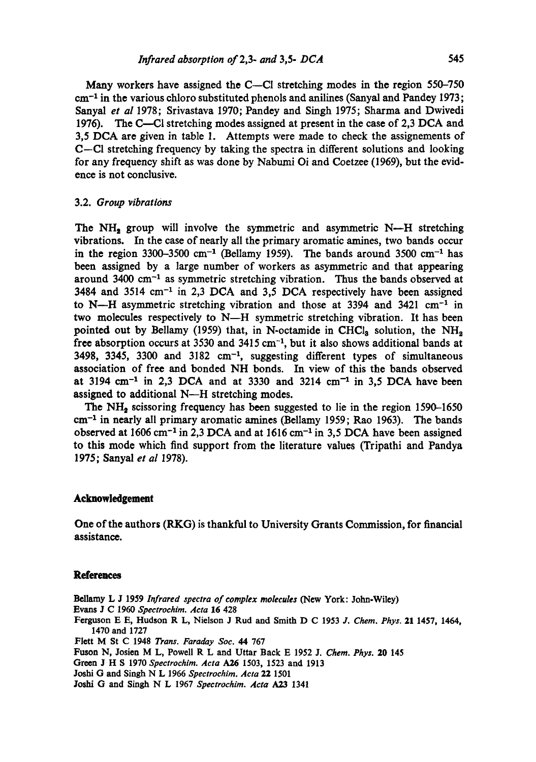Many workers have assigned the C—Cl stretching modes in the region 550–750 $cm^{-1}$ in the various chloro substituted phenols and anilines (Sanyal and Pandey 1973; Sanyal *et al* 1978; Srivastava 1970; Pandey and Singh 1975; Sharma and Dwivedi 1976). The C—Cl stretching modes assigned at present in the case of 2,3 DCA and 3,5 DCA are given in table 1. Attempts were made to check the assignements of C—Cl stretching frequency by taking the spectra in different solutions and looking for any frequency shift as was done by Nabumi Oi and Coetzee (1969), but the evidence is not conclusive.

### 3.2. *Group vibrations*

The $NH_2$ group will involve the symmetric and asymmetric N—H stretching vibrations. In the case of nearly all the primary aromatic amines, two bands occur in the region 3300–3500 $cm^{-1}$ (Bellamy 1959). The bands around 3500 $cm^{-1}$ has been assigned by a large number of workers as asymmetric and that appearing around 3400 $cm^{-1}$ as symmetric stretching vibration. Thus the bands observed at 3484 and 3514 $cm^{-1}$ in 2,3 DCA and 3,5 DCA respectively have been assigned to N—H asymmetric stretching vibration and those at 3394 and 3421 $cm^{-1}$ in two molecules respectively to N—H symmetric stretching vibration. It has been pointed out by Bellamy (1959) that, in N-octamide in $CHCl_3$ solution, the $NH_2$ free absorption occurs at 3530 and 3415 $cm^{-1}$, but it also shows additional bands at 3498, 3345, 3300 and 3182 $cm^{-1}$, suggesting different types of simultaneous association of free and bonded NH bonds. In view of this the bands observed at 3194 $cm^{-1}$ in 2,3 DCA and at 3330 and 3214 $cm^{-1}$ in 3,5 DCA have been assigned to additional N—H stretching modes.

The $NH_2$ scissoring frequency has been suggested to lie in the region 1590–1650 $cm^{-1}$ in nearly all primary aromatic amines (Bellamy 1959; Rao 1963). The bands observed at 1606 $cm^{-1}$ in 2,3 DCA and at 1616 $cm^{-1}$ in 3,5 DCA have been assigned to this mode which find support from the literature values (Tripathi and Pandya 1975; Sanyal *et al* 1978).

## Acknowledgement

One of the authors (RKG) is thankful to University Grants Commission, for financial assistance.

## References

Bellamy L J 1959 *Infrared spectra of complex molecules* (New York: John-Wiley)

Evans J C 1960 *Spectrochim. Acta* **16** 428

Ferguson E E, Hudson R L, Nielson J Rud and Smith D C 1953 *J. Chem. Phys.* **21** 1457, 1464, 1470 and 1727

Flett M St C 1948 *Trans. Faraday Soc.* **44** 767

Fuson N, Josien M L, Powell R L and Uttar Back E 1952 J. *Chem. Phys.* **20** 145

Green J H S 1970 *Spectrochim. Acta* **A26** 1503, 1523 and 1913

Joshi G and Singh N L 1966 *Spectrochim. Acta* **22** 1501

Joshi G and Singh N L 1967 *Spectrochim. Acta* **A23** 1341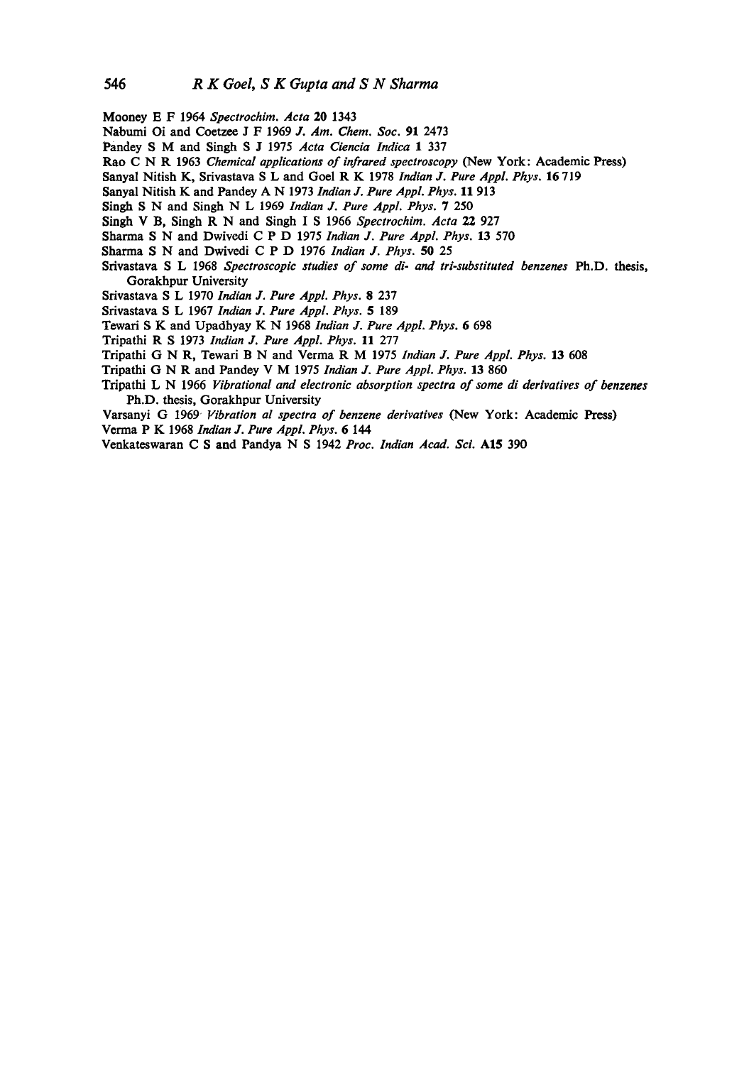Mooney E F 1964 *Spectrochim. Acta* **20** 1343

Nabumi Oi and Coetzee J F 1969 *J. Am. Chem. Soc.* **91** 2473

Pandey S M and Singh S J 1975 *Acta Ciencia Indica* **1** 337

Rao C N R 1963 *Chemical applications of infrared spectroscopy* (New York: Academic Press)

Sanyal Nitish K, Srivastava S L and Goel R K 1978 *Indian J. Pure Appl. Phys.* **16** 719

Sanyal Nitish K and Pandey A N 1973 *Indian J. Pure Appl. Phys.* **11** 913

Singh S N and Singh N L 1969 *Indian J. Pure Appl. Phys.* **7** 250

Singh V B, Singh R N and Singh I S 1966 *Spectrochim. Acta* **22** 927

Sharma S N and Dwivedi C P D 1975 *Indian J. Pure Appl. Phys.* **13** 570

Sharma S N and Dwivedi C P D 1976 *Indian J. Phys.* **50** 25

Srivastava S L 1968 *Spectroscopic studies of some di- and tri-substituted benzenes* Ph.D. thesis, Gorakhpur University

Srivastava S L 1970 *Indian J. Pure Appl. Phys.* **8** 237

Srivastava S L 1967 *Indian J. Pure Appl. Phys.* **5** 189

Tewari S K and Upadhyay K N 1968 *Indian J. Pure Appl. Phys.* **6** 698

Tripathi R S 1973 *Indian J. Pure Appl. Phys.* **11** 277

Tripathi G N R, Tewari B N and Verma R M 1975 *Indian J. Pure Appl. Phys.* **13** 608

Tripathi G N R and Pandey V M 1975 *Indian J. Pure Appl. Phys.* **13** 860

Tripathi L N 1966 *Vibrational and electronic absorption spectra of some di derivatives of benzenes* Ph.D. thesis, Gorakhpur University

Varsanyi G 1969 *Vibration al spectra of benzene derivatives* (New York: Academic Press)

Verma P K 1968 *Indian J. Pure Appl. Phys.* **6** 144

Venkateswaran C S and Pandya N S 1942 *Proc. Indian Acad. Sci.* **A15** 390